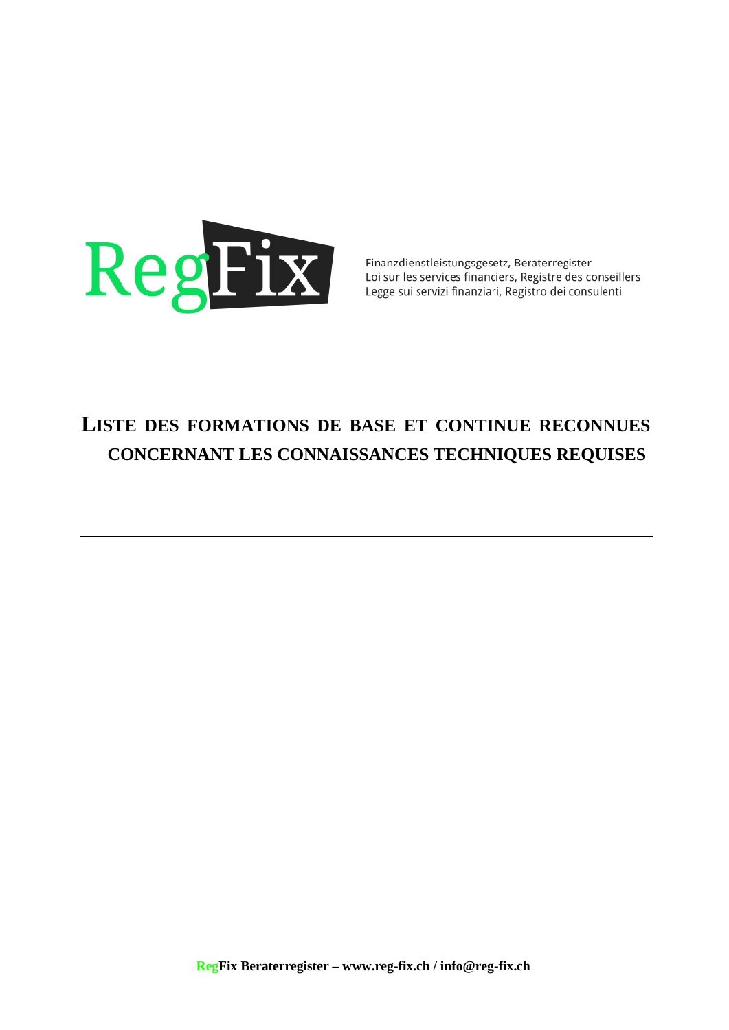RegFix

Finanzdienstleistungsgesetz, Beraterregister
Loi sur les services financiers, Registre des conseillers
Legge sui servizi finanziari, Registro dei consulenti

# LISTE DES FORMATIONS DE BASE ET CONTINUE RECONNUES CONCERNANT LES CONNAISSANCES TECHNIQUES REQUISES

---

**RegFix Beraterregister – www.reg-fix.ch / info@reg-fix.ch**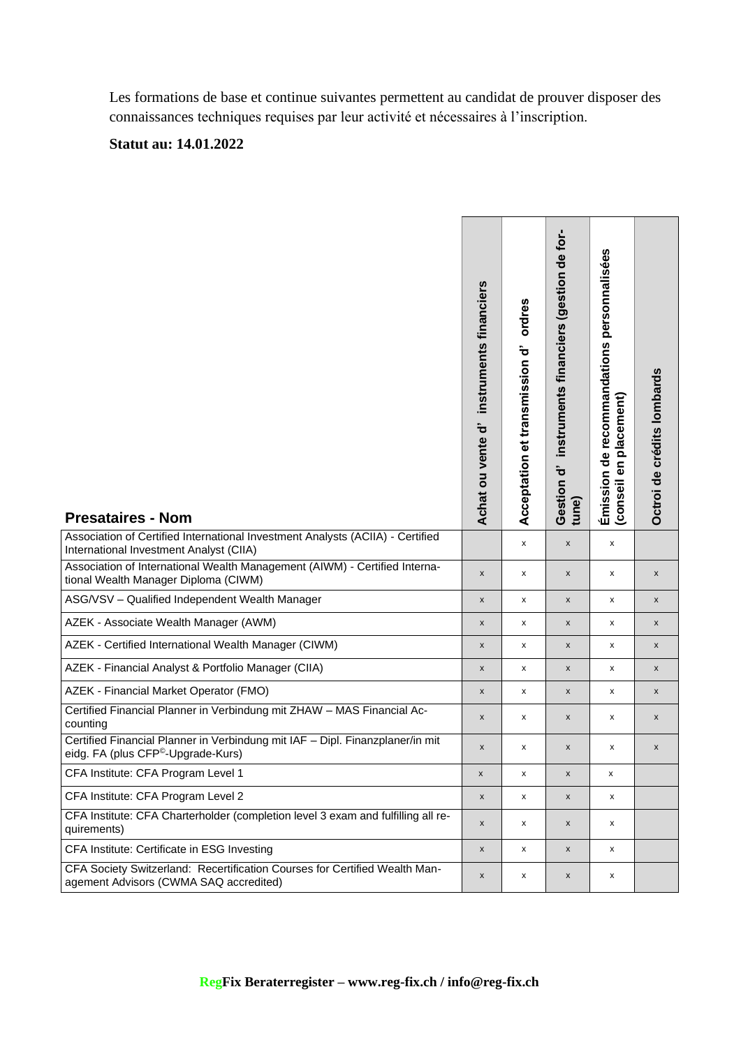Les formations de base et continue suivantes permettent au candidat de prouver disposer des connaissances techniques requises par leur activité et nécessaires à l'inscription.

**Statut au: 14.01.2022**

| Presataires - Nom | Achat ou vente d' instruments financiers | Acceptation et transmission d' ordres | Gestion d' instruments financiers (gestion de fortune) | Émission de recommandations personnalisées (conseil en placement) | Octroi de crédits lombards |
|---|---|---|---|---|---|
| Association of Certified International Investment Analysts (ACIIA) - Certified International Investment Analyst (CIIA) | | x | x | x | |
| Association of International Wealth Management (AIWM) - Certified International Wealth Manager Diploma (CIWM) | x | x | x | x | x |
| ASG/VSV – Qualified Independent Wealth Manager | x | x | x | x | x |
| AZEK - Associate Wealth Manager (AWM) | x | x | x | x | x |
| AZEK - Certified International Wealth Manager (CIWM) | x | x | x | x | x |
| AZEK - Financial Analyst & Portfolio Manager (CIIA) | x | x | x | x | x |
| AZEK - Financial Market Operator (FMO) | x | x | x | x | x |
| Certified Financial Planner in Verbindung mit ZHAW – MAS Financial Accounting | x | x | x | x | x |
| Certified Financial Planner in Verbindung mit IAF – Dipl. Finanzplaner/in mit eidg. FA (plus CFP©-Upgrade-Kurs) | x | x | x | x | x |
| CFA Institute: CFA Program Level 1 | x | x | x | x | |
| CFA Institute: CFA Program Level 2 | x | x | x | x | |
| CFA Institute: CFA Charterholder (completion level 3 exam and fulfilling all requirements) | x | x | x | x | |
| CFA Institute: Certificate in ESG Investing | x | x | x | x | |
| CFA Society Switzerland: Recertification Courses for Certified Wealth Management Advisors (CWMA SAQ accredited) | x | x | x | x | |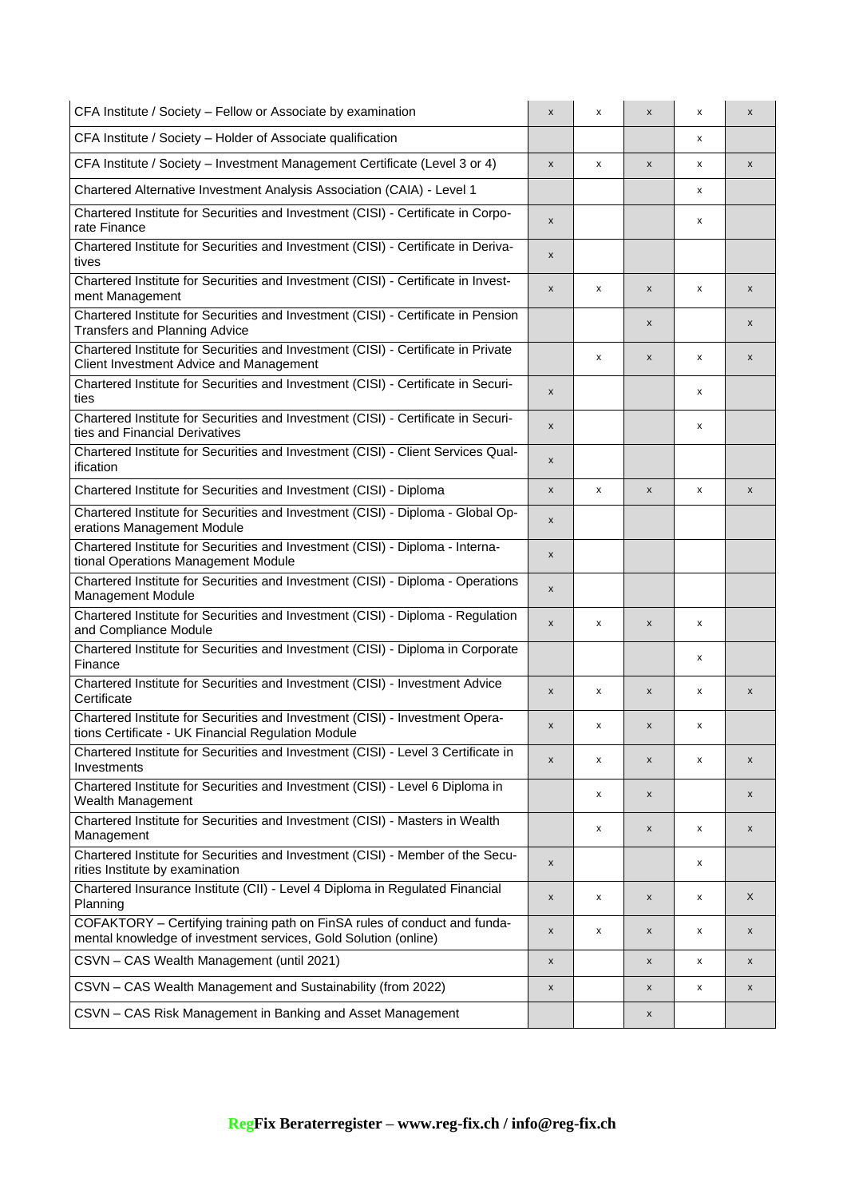| | | | | | |
|---|---|---|---|---|---|
| CFA Institute / Society – Fellow or Associate by examination | x | x | x | x | x |
| CFA Institute / Society – Holder of Associate qualification | | | | x | |
| CFA Institute / Society – Investment Management Certificate (Level 3 or 4) | x | x | x | x | x |
| Chartered Alternative Investment Analysis Association (CAIA) - Level 1 | | | | x | |
| Chartered Institute for Securities and Investment (CISI) - Certificate in Corporate Finance | x | | | x | |
| Chartered Institute for Securities and Investment (CISI) - Certificate in Derivatives | x | | | | |
| Chartered Institute for Securities and Investment (CISI) - Certificate in Investment Management | x | x | x | x | x |
| Chartered Institute for Securities and Investment (CISI) - Certificate in Pension Transfers and Planning Advice | | | x | | x |
| Chartered Institute for Securities and Investment (CISI) - Certificate in Private Client Investment Advice and Management | | x | x | x | x |
| Chartered Institute for Securities and Investment (CISI) - Certificate in Securities | x | | | x | |
| Chartered Institute for Securities and Investment (CISI) - Certificate in Securities and Financial Derivatives | x | | | x | |
| Chartered Institute for Securities and Investment (CISI) - Client Services Qualification | x | | | | |
| Chartered Institute for Securities and Investment (CISI) - Diploma | x | x | x | x | x |
| Chartered Institute for Securities and Investment (CISI) - Diploma - Global Operations Management Module | x | | | | |
| Chartered Institute for Securities and Investment (CISI) - Diploma - International Operations Management Module | x | | | | |
| Chartered Institute for Securities and Investment (CISI) - Diploma - Operations Management Module | x | | | | |
| Chartered Institute for Securities and Investment (CISI) - Diploma - Regulation and Compliance Module | x | x | x | x | |
| Chartered Institute for Securities and Investment (CISI) - Diploma in Corporate Finance | | | | x | |
| Chartered Institute for Securities and Investment (CISI) - Investment Advice Certificate | x | x | x | x | x |
| Chartered Institute for Securities and Investment (CISI) - Investment Operations Certificate - UK Financial Regulation Module | x | x | x | x | |
| Chartered Institute for Securities and Investment (CISI) - Level 3 Certificate in Investments | x | x | x | x | x |
| Chartered Institute for Securities and Investment (CISI) - Level 6 Diploma in Wealth Management | | x | x | | x |
| Chartered Institute for Securities and Investment (CISI) - Masters in Wealth Management | | x | x | x | x |
| Chartered Institute for Securities and Investment (CISI) - Member of the Securities Institute by examination | x | | | x | |
| Chartered Insurance Institute (CII) - Level 4 Diploma in Regulated Financial Planning | x | x | x | x | X |
| COFAKTORY – Certifying training path on FinSA rules of conduct and fundamental knowledge of investment services, Gold Solution (online) | x | x | x | x | x |
| CSVN – CAS Wealth Management (until 2021) | x | | x | x | x |
| CSVN – CAS Wealth Management and Sustainability (from 2022) | x | | x | x | x |
| CSVN – CAS Risk Management in Banking and Asset Management | | | x | | |

**RegFix Beraterregister – www.reg-fix.ch / info@reg-fix.ch**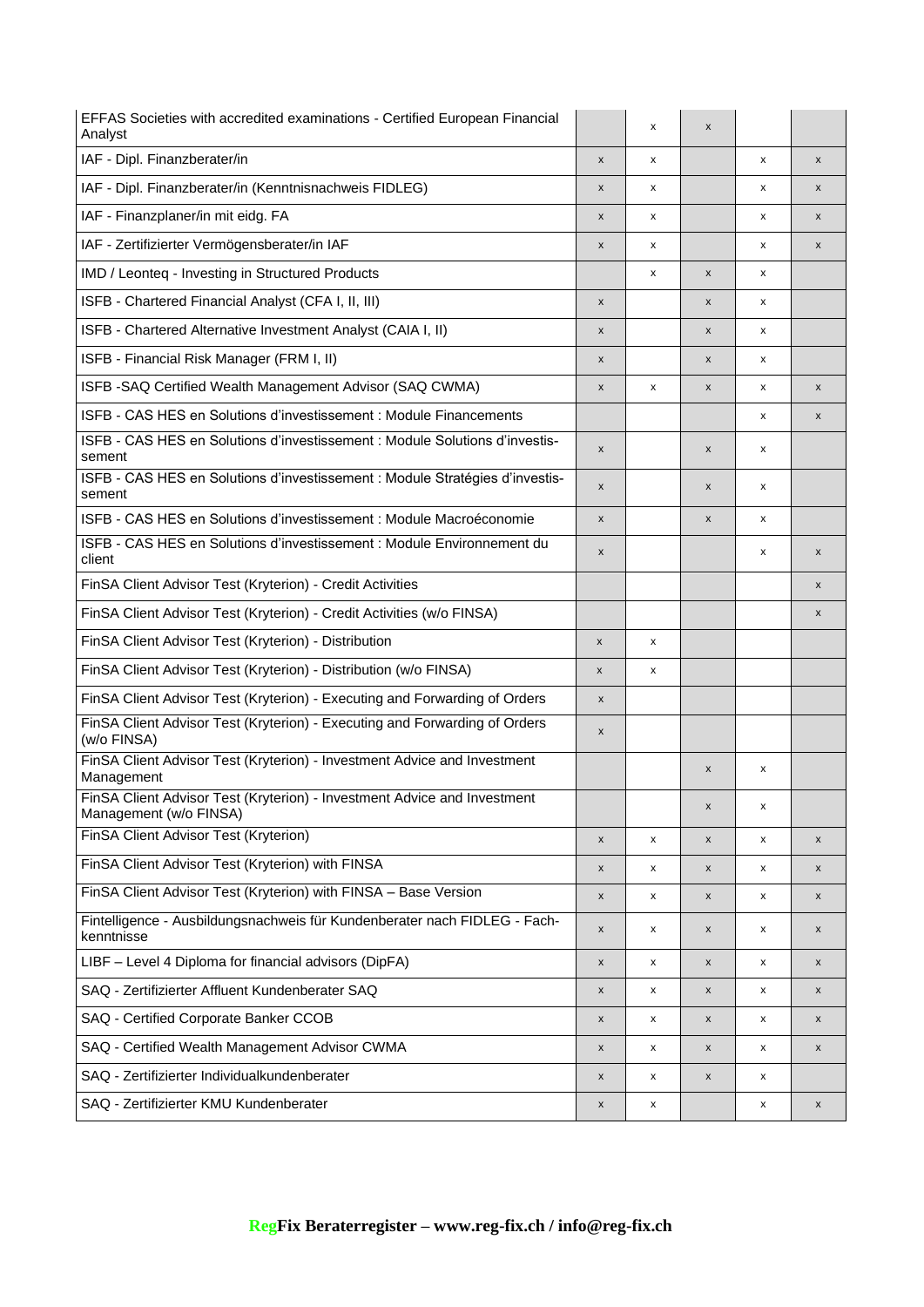| | | | | | |
|---|---|---|---|---|---|
| EFFAS Societies with accredited examinations - Certified European Financial Analyst | | x | x | | |
| IAF - Dipl. Finanzberater/in | x | x | | x | x |
| IAF - Dipl. Finanzberater/in (Kenntnisnachweis FIDLEG) | x | x | | x | x |
| IAF - Finanzplaner/in mit eidg. FA | x | x | | x | x |
| IAF - Zertifizierter Vermögensberater/in IAF | x | x | | x | x |
| IMD / Leonteq - Investing in Structured Products | | x | x | x | |
| ISFB - Chartered Financial Analyst (CFA I, II, III) | x | | x | x | |
| ISFB - Chartered Alternative Investment Analyst (CAIA I, II) | x | | x | x | |
| ISFB - Financial Risk Manager (FRM I, II) | x | | x | x | |
| ISFB -SAQ Certified Wealth Management Advisor (SAQ CWMA) | x | x | x | x | x |
| ISFB - CAS HES en Solutions d'investissement : Module Financements | | | | x | x |
| ISFB - CAS HES en Solutions d'investissement : Module Solutions d'investis-sement | x | | x | x | |
| ISFB - CAS HES en Solutions d'investissement : Module Stratégies d'investis-sement | x | | x | x | |
| ISFB - CAS HES en Solutions d'investissement : Module Macroéconomie | x | | x | x | |
| ISFB - CAS HES en Solutions d'investissement : Module Environnement du client | x | | | x | x |
| FinSA Client Advisor Test (Kryterion) - Credit Activities | | | | | x |
| FinSA Client Advisor Test (Kryterion) - Credit Activities (w/o FINSA) | | | | | x |
| FinSA Client Advisor Test (Kryterion) - Distribution | x | x | | | |
| FinSA Client Advisor Test (Kryterion) - Distribution (w/o FINSA) | x | x | | | |
| FinSA Client Advisor Test (Kryterion) - Executing and Forwarding of Orders | x | | | | |
| FinSA Client Advisor Test (Kryterion) - Executing and Forwarding of Orders (w/o FINSA) | x | | | | |
| FinSA Client Advisor Test (Kryterion) - Investment Advice and Investment Management | | | x | x | |
| FinSA Client Advisor Test (Kryterion) - Investment Advice and Investment Management (w/o FINSA) | | | x | x | |
| FinSA Client Advisor Test (Kryterion) | x | x | x | x | x |
| FinSA Client Advisor Test (Kryterion) with FINSA | x | x | x | x | x |
| FinSA Client Advisor Test (Kryterion) with FINSA – Base Version | x | x | x | x | x |
| Fintelligence - Ausbildungsnachweis für Kundenberater nach FIDLEG - Fach-kenntnisse | x | x | x | x | x |
| LIBF – Level 4 Diploma for financial advisors (DipFA) | x | x | x | x | x |
| SAQ - Zertifizierter Affluent Kundenberater SAQ | x | x | x | x | x |
| SAQ - Certified Corporate Banker CCOB | x | x | x | x | x |
| SAQ - Certified Wealth Management Advisor CWMA | x | x | x | x | x |
| SAQ - Zertifizierter Individualkundenberater | x | x | x | x | |
| SAQ - Zertifizierter KMU Kundenberater | x | x | | x | x |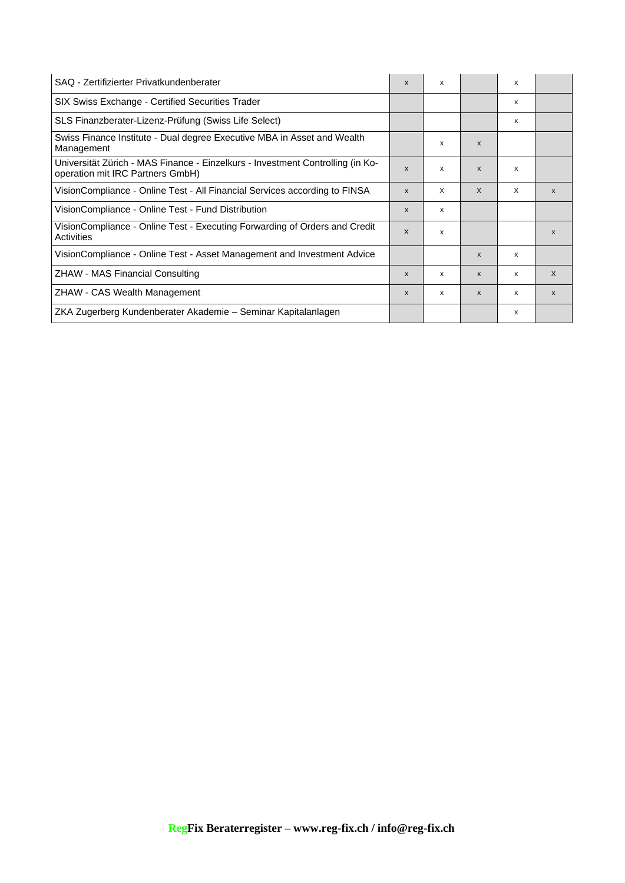| | | | | | |
|---|---|---|---|---|---|
| SAQ - Zertifizierter Privatkundenberater | x | x | | x | |
| SIX Swiss Exchange - Certified Securities Trader | | | | x | |
| SLS Finanzberater-Lizenz-Prüfung (Swiss Life Select) | | | | x | |
| Swiss Finance Institute - Dual degree Executive MBA in Asset and Wealth Management | | x | x | | |
| Universität Zürich - MAS Finance - Einzelkurs - Investment Controlling (in Ko-operation mit IRC Partners GmbH) | x | x | x | x | |
| VisionCompliance - Online Test - All Financial Services according to FINSA | x | X | X | X | x |
| VisionCompliance - Online Test - Fund Distribution | x | x | | | |
| VisionCompliance - Online Test - Executing Forwarding of Orders and Credit Activities | X | x | | | x |
| VisionCompliance - Online Test - Asset Management and Investment Advice | | | x | x | |
| ZHAW - MAS Financial Consulting | x | x | x | x | X |
| ZHAW - CAS Wealth Management | x | x | x | x | x |
| ZKA Zugerberg Kundenberater Akademie – Seminar Kapitalanlagen | | | | x | |